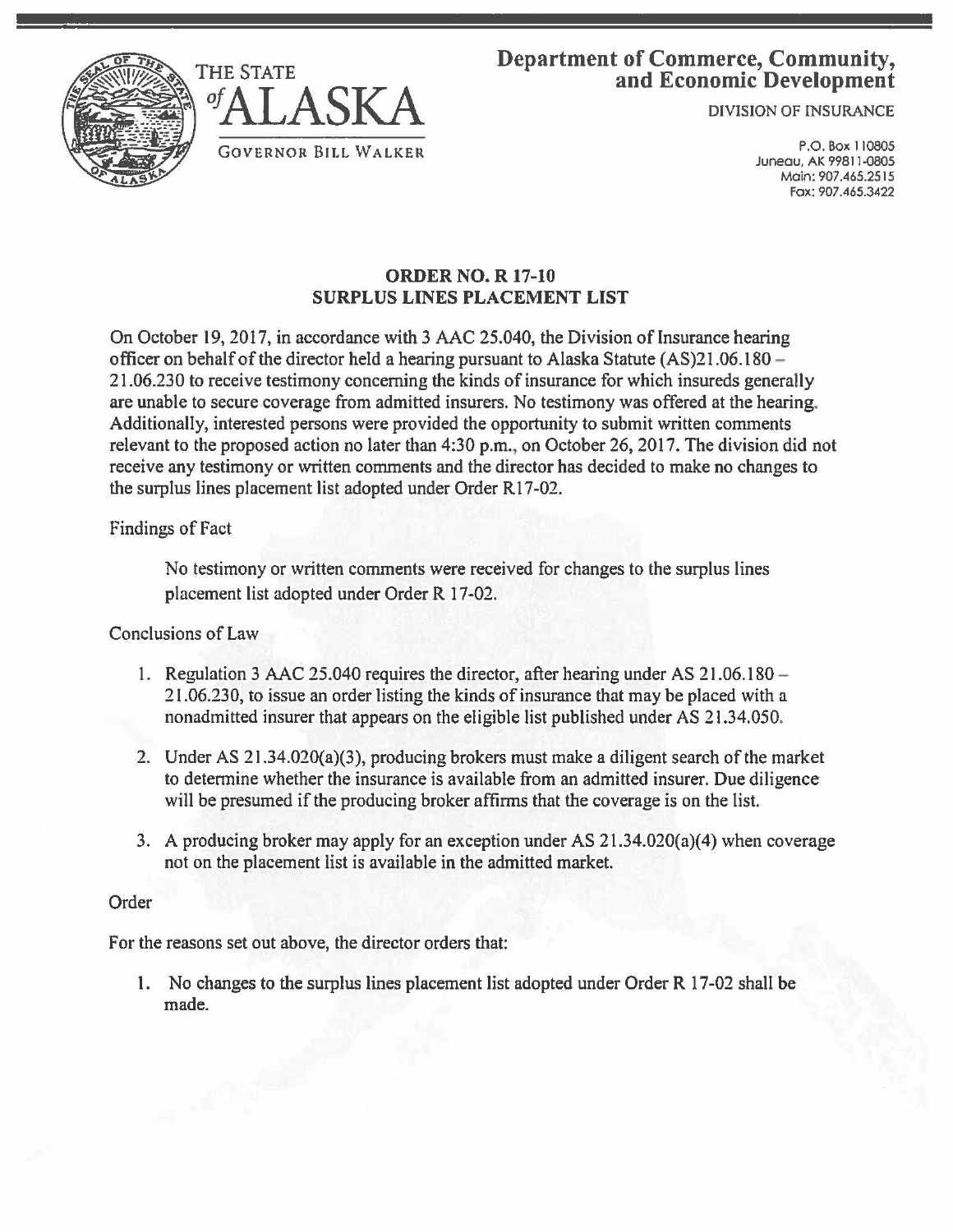THE STATE *of* ALASKA

GOVERNOR BILL WALKER

**Department of Commerce, Community, and Economic Development**

DIVISION OF INSURANCE

P.O. Box 110805
Juneau, AK 99811-0805
Main: 907.465.2515
Fax: 907.465.3422

**ORDER NO. R 17-10**
**SURPLUS LINES PLACEMENT LIST**

On October 19, 2017, in accordance with 3 AAC 25.040, the Division of Insurance hearing officer on behalf of the director held a hearing pursuant to Alaska Statute (AS)21.06.180 – 21.06.230 to receive testimony concerning the kinds of insurance for which insureds generally are unable to secure coverage from admitted insurers. No testimony was offered at the hearing. Additionally, interested persons were provided the opportunity to submit written comments relevant to the proposed action no later than 4:30 p.m., on October 26, 2017. The division did not receive any testimony or written comments and the director has decided to make no changes to the surplus lines placement list adopted under Order R17-02.

Findings of Fact

No testimony or written comments were received for changes to the surplus lines placement list adopted under Order R 17-02.

Conclusions of Law

1. Regulation 3 AAC 25.040 requires the director, after hearing under AS 21.06.180 – 21.06.230, to issue an order listing the kinds of insurance that may be placed with a nonadmitted insurer that appears on the eligible list published under AS 21.34.050.
2. Under AS 21.34.020(a)(3), producing brokers must make a diligent search of the market to determine whether the insurance is available from an admitted insurer. Due diligence will be presumed if the producing broker affirms that the coverage is on the list.
3. A producing broker may apply for an exception under AS 21.34.020(a)(4) when coverage not on the placement list is available in the admitted market.

Order

For the reasons set out above, the director orders that:

1. No changes to the surplus lines placement list adopted under Order R 17-02 shall be made.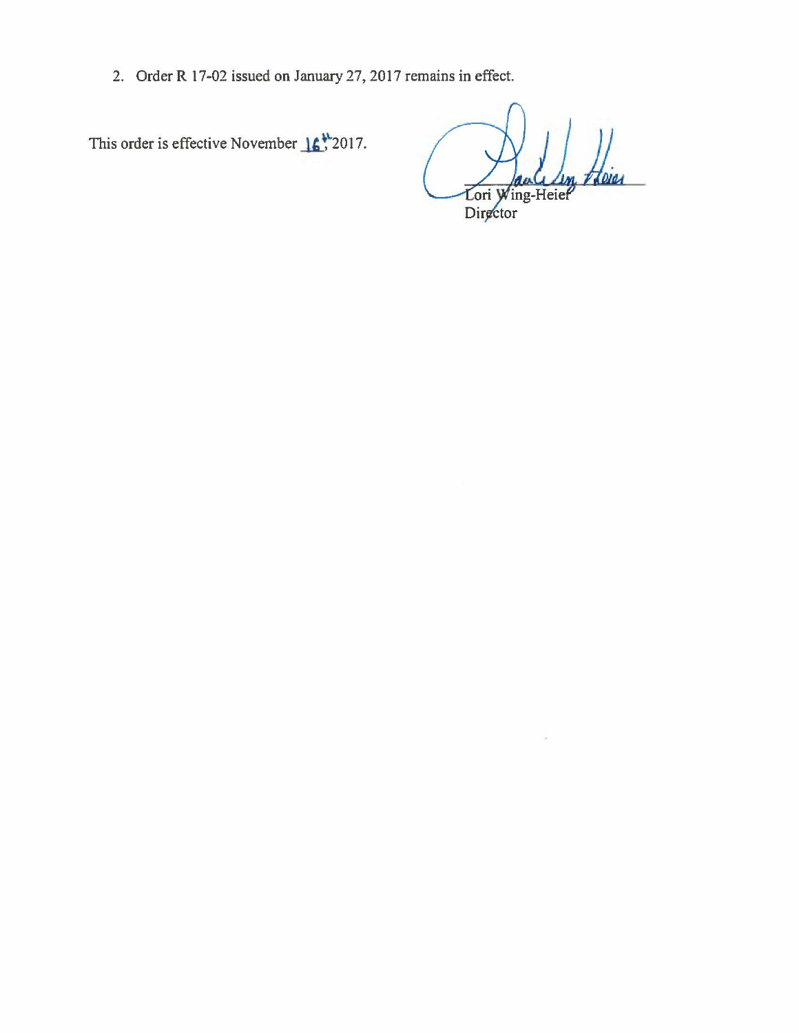2. Order R 17-02 issued on January 27, 2017 remains in effect.

This order is effective November 16th, 2017.

Lori Wing-Heier
Director